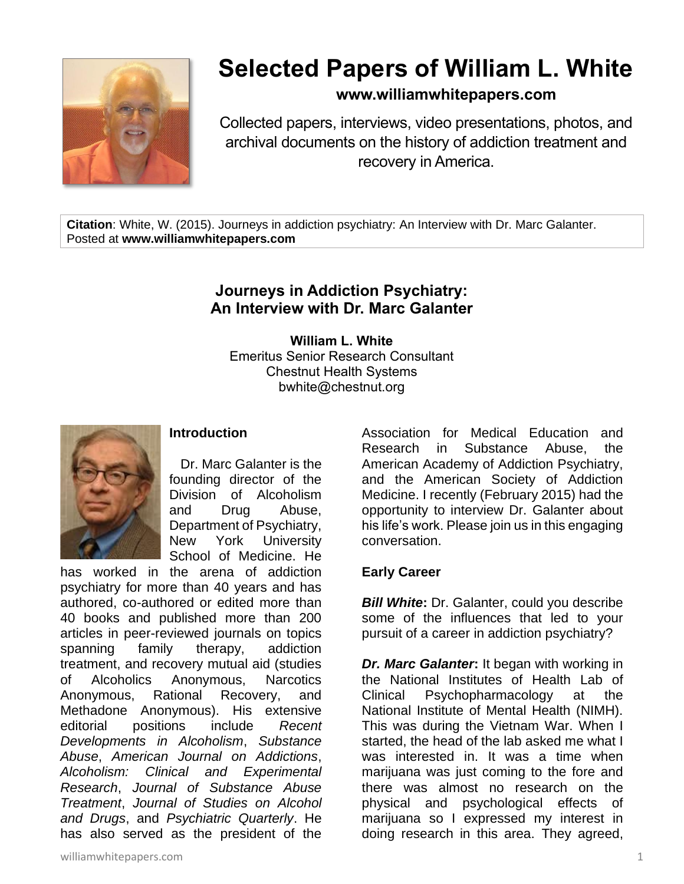# Selected Papers of William L. White

**www.williamwhitepapers.com**

Collected papers, interviews, video presentations, photos, and archival documents on the history of addiction treatment and recovery in America.

**Citation**: White, W. (2015). Journeys in addiction psychiatry: An Interview with Dr. Marc Galanter. Posted at **www.williamwhitepapers.com**

## Journeys in Addiction Psychiatry: An Interview with Dr. Marc Galanter

**William L. White**
Emeritus Senior Research Consultant
Chestnut Health Systems
bwhite@chestnut.org

### Introduction

Dr. Marc Galanter is the founding director of the Division of Alcoholism and Drug Abuse, Department of Psychiatry, New York University School of Medicine. He has worked in the arena of addiction psychiatry for more than 40 years and has authored, co-authored or edited more than 40 books and published more than 200 articles in peer-reviewed journals on topics spanning family therapy, addiction treatment, and recovery mutual aid (studies of Alcoholics Anonymous, Narcotics Anonymous, Rational Recovery, and Methadone Anonymous). His extensive editorial positions include *Recent Developments in Alcoholism*, *Substance Abuse*, *American Journal on Addictions*, *Alcoholism: Clinical and Experimental Research*, *Journal of Substance Abuse Treatment*, *Journal of Studies on Alcohol and Drugs*, and *Psychiatric Quarterly*. He has also served as the president of the Association for Medical Education and Research in Substance Abuse, the American Academy of Addiction Psychiatry, and the American Society of Addiction Medicine. I recently (February 2015) had the opportunity to interview Dr. Galanter about his life's work. Please join us in this engaging conversation.

### Early Career

***Bill White*:** Dr. Galanter, could you describe some of the influences that led to your pursuit of a career in addiction psychiatry?

***Dr. Marc Galanter*:** It began with working in the National Institutes of Health Lab of Clinical Psychopharmacology at the National Institute of Mental Health (NIMH). This was during the Vietnam War. When I started, the head of the lab asked me what I was interested in. It was a time when marijuana was just coming to the fore and there was almost no research on the physical and psychological effects of marijuana so I expressed my interest in doing research in this area. They agreed,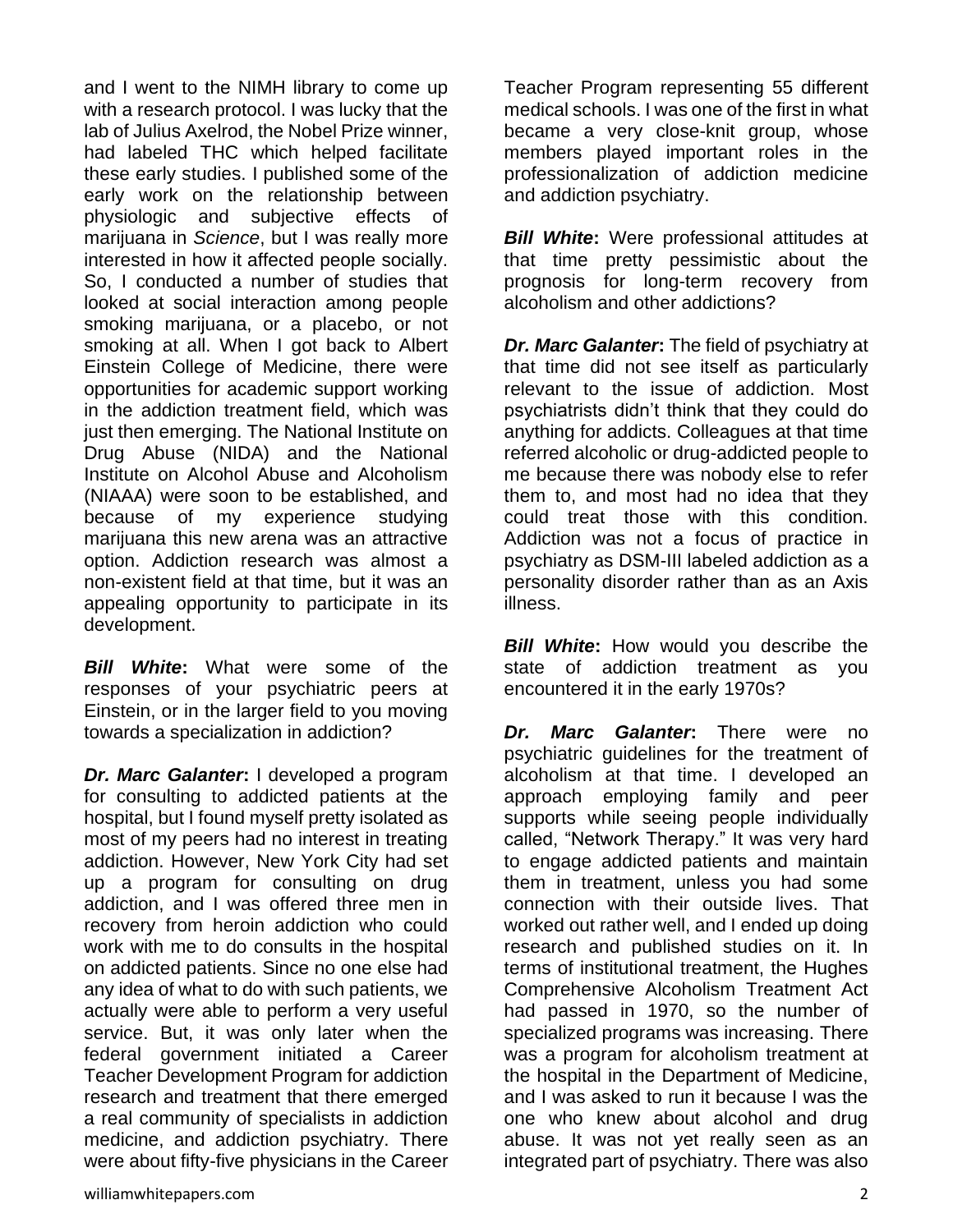and I went to the NIMH library to come up with a research protocol. I was lucky that the lab of Julius Axelrod, the Nobel Prize winner, had labeled THC which helped facilitate these early studies. I published some of the early work on the relationship between physiologic and subjective effects of marijuana in *Science*, but I was really more interested in how it affected people socially. So, I conducted a number of studies that looked at social interaction among people smoking marijuana, or a placebo, or not smoking at all. When I got back to Albert Einstein College of Medicine, there were opportunities for academic support working in the addiction treatment field, which was just then emerging. The National Institute on Drug Abuse (NIDA) and the National Institute on Alcohol Abuse and Alcoholism (NIAAA) were soon to be established, and because of my experience studying marijuana this new arena was an attractive option. Addiction research was almost a non-existent field at that time, but it was an appealing opportunity to participate in its development.

***Bill White*:** What were some of the responses of your psychiatric peers at Einstein, or in the larger field to you moving towards a specialization in addiction?

***Dr. Marc Galanter*:** I developed a program for consulting to addicted patients at the hospital, but I found myself pretty isolated as most of my peers had no interest in treating addiction. However, New York City had set up a program for consulting on drug addiction, and I was offered three men in recovery from heroin addiction who could work with me to do consults in the hospital on addicted patients. Since no one else had any idea of what to do with such patients, we actually were able to perform a very useful service. But, it was only later when the federal government initiated a Career Teacher Development Program for addiction research and treatment that there emerged a real community of specialists in addiction medicine, and addiction psychiatry. There were about fifty-five physicians in the Career Teacher Program representing 55 different medical schools. I was one of the first in what became a very close-knit group, whose members played important roles in the professionalization of addiction medicine and addiction psychiatry.

***Bill White*:** Were professional attitudes at that time pretty pessimistic about the prognosis for long-term recovery from alcoholism and other addictions?

***Dr. Marc Galanter*:** The field of psychiatry at that time did not see itself as particularly relevant to the issue of addiction. Most psychiatrists didn't think that they could do anything for addicts. Colleagues at that time referred alcoholic or drug-addicted people to me because there was nobody else to refer them to, and most had no idea that they could treat those with this condition. Addiction was not a focus of practice in psychiatry as DSM-III labeled addiction as a personality disorder rather than as an Axis illness.

***Bill White*:** How would you describe the state of addiction treatment as you encountered it in the early 1970s?

***Dr. Marc Galanter*:** There were no psychiatric guidelines for the treatment of alcoholism at that time. I developed an approach employing family and peer supports while seeing people individually called, "Network Therapy." It was very hard to engage addicted patients and maintain them in treatment, unless you had some connection with their outside lives. That worked out rather well, and I ended up doing research and published studies on it. In terms of institutional treatment, the Hughes Comprehensive Alcoholism Treatment Act had passed in 1970, so the number of specialized programs was increasing. There was a program for alcoholism treatment at the hospital in the Department of Medicine, and I was asked to run it because I was the one who knew about alcohol and drug abuse. It was not yet really seen as an integrated part of psychiatry. There was also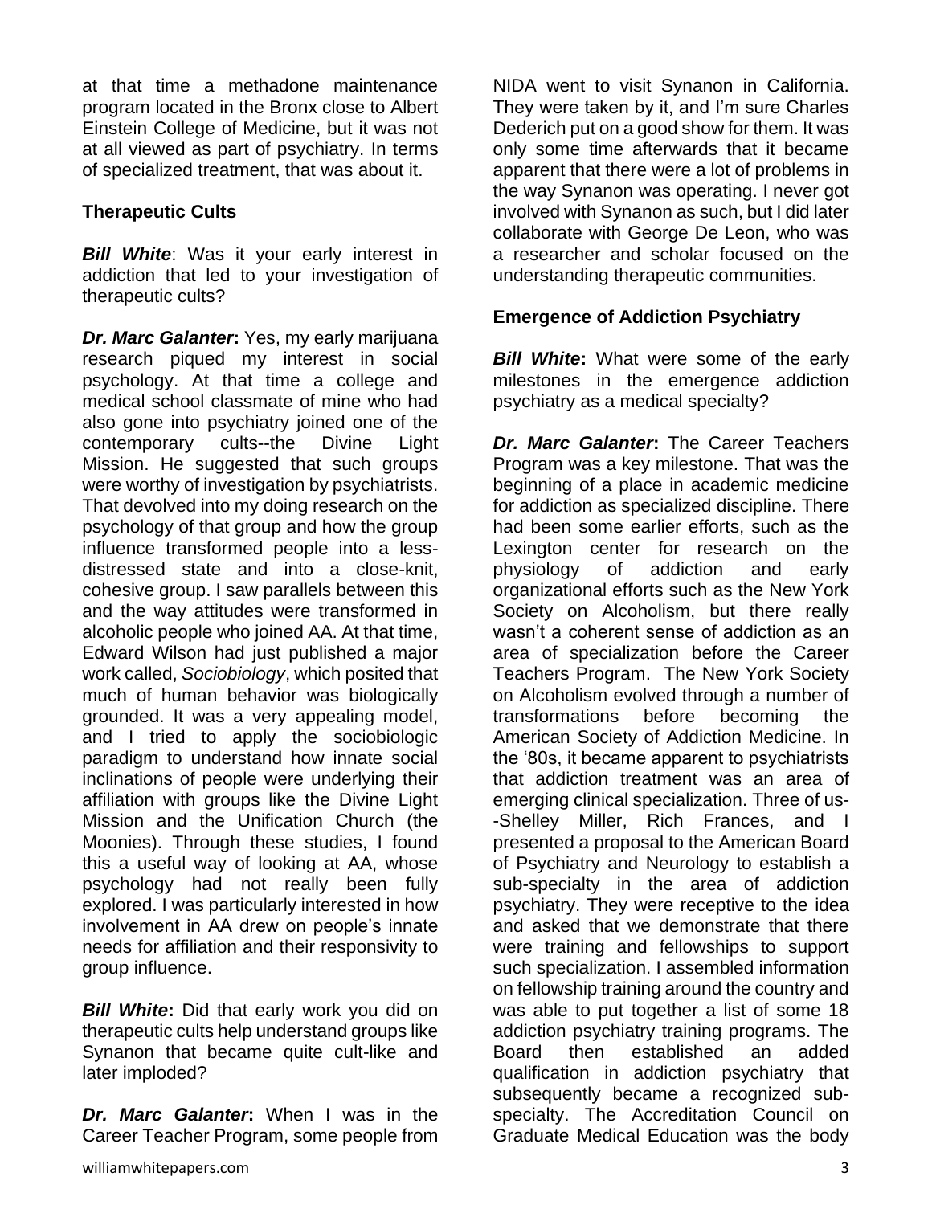at that time a methadone maintenance program located in the Bronx close to Albert Einstein College of Medicine, but it was not at all viewed as part of psychiatry. In terms of specialized treatment, that was about it.

### Therapeutic Cults

***Bill White***: Was it your early interest in addiction that led to your investigation of therapeutic cults?

***Dr. Marc Galanter*:** Yes, my early marijuana research piqued my interest in social psychology. At that time a college and medical school classmate of mine who had also gone into psychiatry joined one of the contemporary cults--the Divine Light Mission. He suggested that such groups were worthy of investigation by psychiatrists. That devolved into my doing research on the psychology of that group and how the group influence transformed people into a less-distressed state and into a close-knit, cohesive group. I saw parallels between this and the way attitudes were transformed in alcoholic people who joined AA. At that time, Edward Wilson had just published a major work called, *Sociobiology*, which posited that much of human behavior was biologically grounded. It was a very appealing model, and I tried to apply the sociobiologic paradigm to understand how innate social inclinations of people were underlying their affiliation with groups like the Divine Light Mission and the Unification Church (the Moonies). Through these studies, I found this a useful way of looking at AA, whose psychology had not really been fully explored. I was particularly interested in how involvement in AA drew on people's innate needs for affiliation and their responsivity to group influence.

***Bill White*:** Did that early work you did on therapeutic cults help understand groups like Synanon that became quite cult-like and later imploded?

***Dr. Marc Galanter*:** When I was in the Career Teacher Program, some people from NIDA went to visit Synanon in California. They were taken by it, and I'm sure Charles Dederich put on a good show for them. It was only some time afterwards that it became apparent that there were a lot of problems in the way Synanon was operating. I never got involved with Synanon as such, but I did later collaborate with George De Leon, who was a researcher and scholar focused on the understanding therapeutic communities.

### Emergence of Addiction Psychiatry

***Bill White*:** What were some of the early milestones in the emergence addiction psychiatry as a medical specialty?

***Dr. Marc Galanter*:** The Career Teachers Program was a key milestone. That was the beginning of a place in academic medicine for addiction as specialized discipline. There had been some earlier efforts, such as the Lexington center for research on the physiology of addiction and early organizational efforts such as the New York Society on Alcoholism, but there really wasn't a coherent sense of addiction as an area of specialization before the Career Teachers Program. The New York Society on Alcoholism evolved through a number of transformations before becoming the American Society of Addiction Medicine. In the '80s, it became apparent to psychiatrists that addiction treatment was an area of emerging clinical specialization. Three of us--Shelley Miller, Rich Frances, and I presented a proposal to the American Board of Psychiatry and Neurology to establish a sub-specialty in the area of addiction psychiatry. They were receptive to the idea and asked that we demonstrate that there were training and fellowships to support such specialization. I assembled information on fellowship training around the country and was able to put together a list of some 18 addiction psychiatry training programs. The Board then established an added qualification in addiction psychiatry that subsequently became a recognized sub-specialty. The Accreditation Council on Graduate Medical Education was the body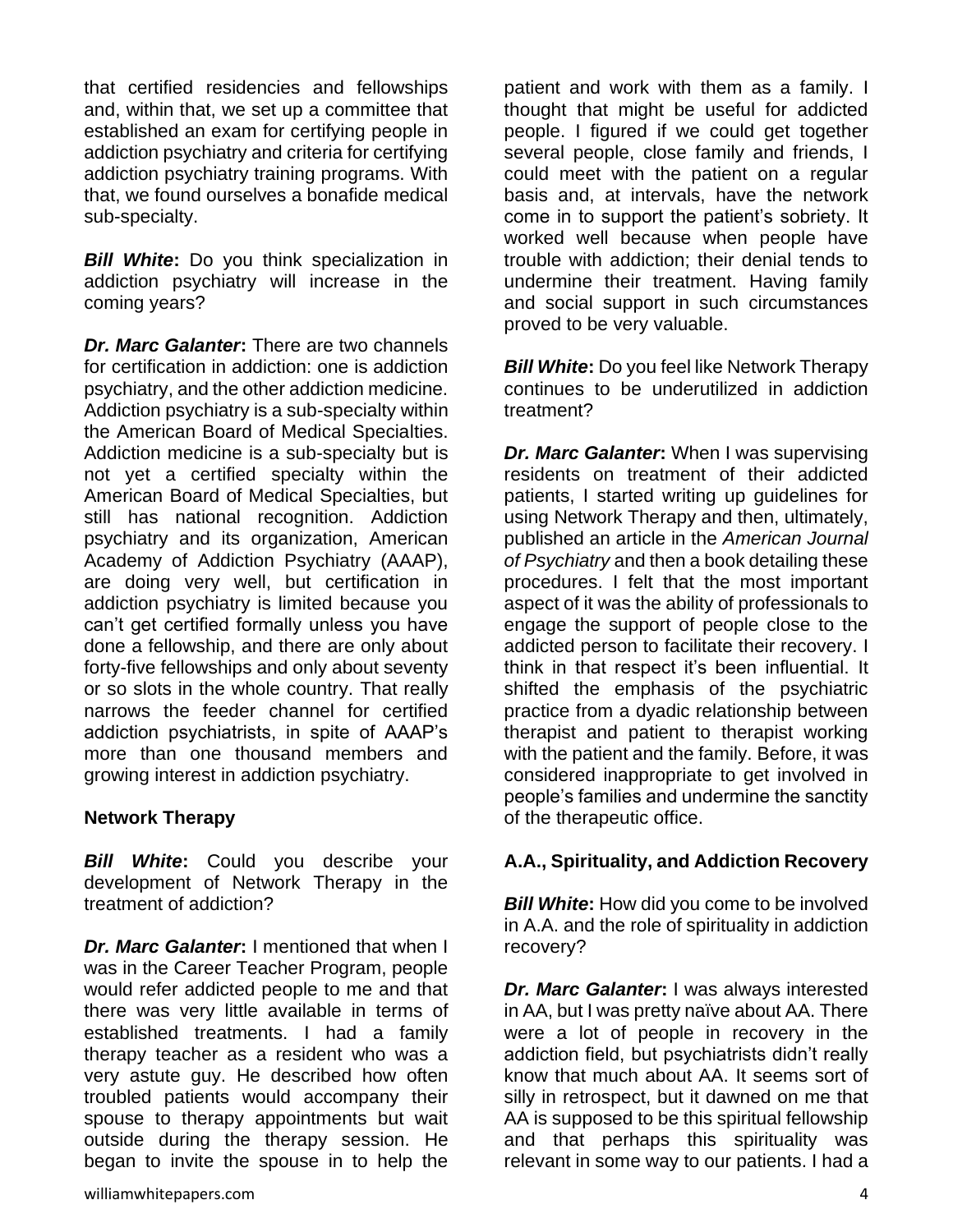that certified residencies and fellowships and, within that, we set up a committee that established an exam for certifying people in addiction psychiatry and criteria for certifying addiction psychiatry training programs. With that, we found ourselves a bonafide medical sub-specialty.

***Bill White*:** Do you think specialization in addiction psychiatry will increase in the coming years?

***Dr. Marc Galanter*:** There are two channels for certification in addiction: one is addiction psychiatry, and the other addiction medicine. Addiction psychiatry is a sub-specialty within the American Board of Medical Specialties. Addiction medicine is a sub-specialty but is not yet a certified specialty within the American Board of Medical Specialties, but still has national recognition. Addiction psychiatry and its organization, American Academy of Addiction Psychiatry (AAAP), are doing very well, but certification in addiction psychiatry is limited because you can't get certified formally unless you have done a fellowship, and there are only about forty-five fellowships and only about seventy or so slots in the whole country. That really narrows the feeder channel for certified addiction psychiatrists, in spite of AAAP's more than one thousand members and growing interest in addiction psychiatry.

## Network Therapy

***Bill White*:** Could you describe your development of Network Therapy in the treatment of addiction?

***Dr. Marc Galanter*:** I mentioned that when I was in the Career Teacher Program, people would refer addicted people to me and that there was very little available in terms of established treatments. I had a family therapy teacher as a resident who was a very astute guy. He described how often troubled patients would accompany their spouse to therapy appointments but wait outside during the therapy session. He began to invite the spouse in to help the patient and work with them as a family. I thought that might be useful for addicted people. I figured if we could get together several people, close family and friends, I could meet with the patient on a regular basis and, at intervals, have the network come in to support the patient's sobriety. It worked well because when people have trouble with addiction; their denial tends to undermine their treatment. Having family and social support in such circumstances proved to be very valuable.

***Bill White*:** Do you feel like Network Therapy continues to be underutilized in addiction treatment?

***Dr. Marc Galanter*:** When I was supervising residents on treatment of their addicted patients, I started writing up guidelines for using Network Therapy and then, ultimately, published an article in the *American Journal of Psychiatry* and then a book detailing these procedures. I felt that the most important aspect of it was the ability of professionals to engage the support of people close to the addicted person to facilitate their recovery. I think in that respect it's been influential. It shifted the emphasis of the psychiatric practice from a dyadic relationship between therapist and patient to therapist working with the patient and the family. Before, it was considered inappropriate to get involved in people's families and undermine the sanctity of the therapeutic office.

## A.A., Spirituality, and Addiction Recovery

***Bill White*:** How did you come to be involved in A.A. and the role of spirituality in addiction recovery?

***Dr. Marc Galanter*:** I was always interested in AA, but I was pretty naïve about AA. There were a lot of people in recovery in the addiction field, but psychiatrists didn't really know that much about AA. It seems sort of silly in retrospect, but it dawned on me that AA is supposed to be this spiritual fellowship and that perhaps this spirituality was relevant in some way to our patients. I had a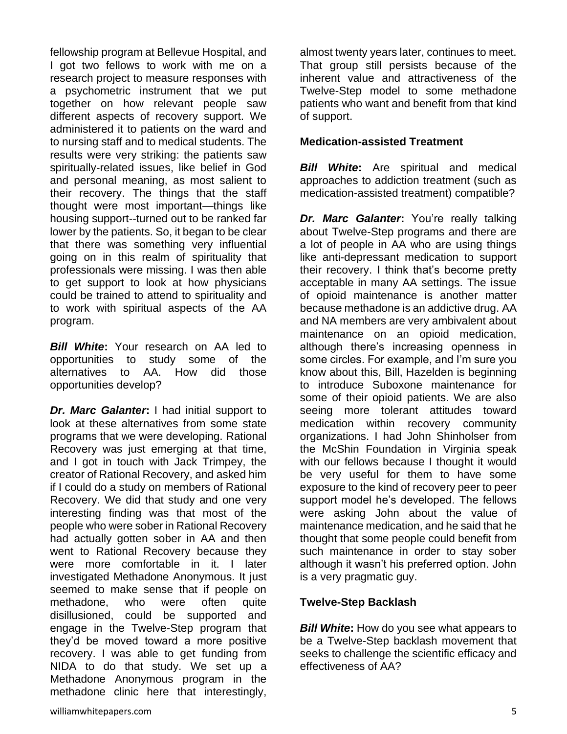fellowship program at Bellevue Hospital, and I got two fellows to work with me on a research project to measure responses with a psychometric instrument that we put together on how relevant people saw different aspects of recovery support. We administered it to patients on the ward and to nursing staff and to medical students. The results were very striking: the patients saw spiritually-related issues, like belief in God and personal meaning, as most salient to their recovery. The things that the staff thought were most important—things like housing support--turned out to be ranked far lower by the patients. So, it began to be clear that there was something very influential going on in this realm of spirituality that professionals were missing. I was then able to get support to look at how physicians could be trained to attend to spirituality and to work with spiritual aspects of the AA program.

***Bill White*:** Your research on AA led to opportunities to study some of the alternatives to AA. How did those opportunities develop?

***Dr. Marc Galanter*:** I had initial support to look at these alternatives from some state programs that we were developing. Rational Recovery was just emerging at that time, and I got in touch with Jack Trimpey, the creator of Rational Recovery, and asked him if I could do a study on members of Rational Recovery. We did that study and one very interesting finding was that most of the people who were sober in Rational Recovery had actually gotten sober in AA and then went to Rational Recovery because they were more comfortable in it. I later investigated Methadone Anonymous. It just seemed to make sense that if people on methadone, who were often quite disillusioned, could be supported and engage in the Twelve-Step program that they'd be moved toward a more positive recovery. I was able to get funding from NIDA to do that study. We set up a Methadone Anonymous program in the methadone clinic here that interestingly, almost twenty years later, continues to meet. That group still persists because of the inherent value and attractiveness of the Twelve-Step model to some methadone patients who want and benefit from that kind of support.

**Medication-assisted Treatment**

***Bill White*:** Are spiritual and medical approaches to addiction treatment (such as medication-assisted treatment) compatible?

***Dr. Marc Galanter*:** You're really talking about Twelve-Step programs and there are a lot of people in AA who are using things like anti-depressant medication to support their recovery. I think that's become pretty acceptable in many AA settings. The issue of opioid maintenance is another matter because methadone is an addictive drug. AA and NA members are very ambivalent about maintenance on an opioid medication, although there's increasing openness in some circles. For example, and I'm sure you know about this, Bill, Hazelden is beginning to introduce Suboxone maintenance for some of their opioid patients. We are also seeing more tolerant attitudes toward medication within recovery community organizations. I had John Shinholser from the McShin Foundation in Virginia speak with our fellows because I thought it would be very useful for them to have some exposure to the kind of recovery peer to peer support model he's developed. The fellows were asking John about the value of maintenance medication, and he said that he thought that some people could benefit from such maintenance in order to stay sober although it wasn't his preferred option. John is a very pragmatic guy.

**Twelve-Step Backlash**

***Bill White*:** How do you see what appears to be a Twelve-Step backlash movement that seeks to challenge the scientific efficacy and effectiveness of AA?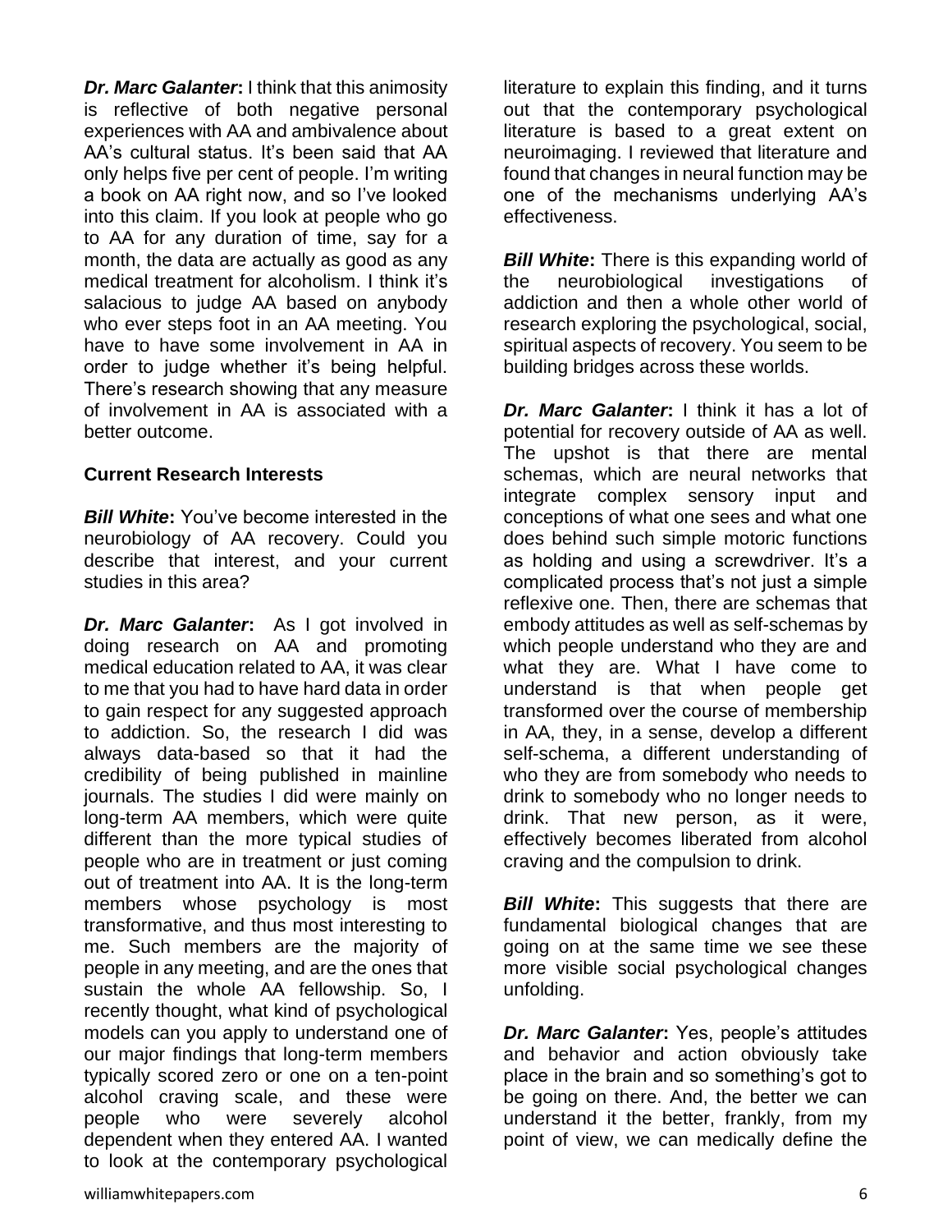**_Dr. Marc Galanter_:** I think that this animosity is reflective of both negative personal experiences with AA and ambivalence about AA's cultural status. It's been said that AA only helps five per cent of people. I'm writing a book on AA right now, and so I've looked into this claim. If you look at people who go to AA for any duration of time, say for a month, the data are actually as good as any medical treatment for alcoholism. I think it's salacious to judge AA based on anybody who ever steps foot in an AA meeting. You have to have some involvement in AA in order to judge whether it's being helpful. There's research showing that any measure of involvement in AA is associated with a better outcome.

## Current Research Interests

**_Bill White_:** You've become interested in the neurobiology of AA recovery. Could you describe that interest, and your current studies in this area?

**_Dr. Marc Galanter_:** As I got involved in doing research on AA and promoting medical education related to AA, it was clear to me that you had to have hard data in order to gain respect for any suggested approach to addiction. So, the research I did was always data-based so that it had the credibility of being published in mainline journals. The studies I did were mainly on long-term AA members, which were quite different than the more typical studies of people who are in treatment or just coming out of treatment into AA. It is the long-term members whose psychology is most transformative, and thus most interesting to me. Such members are the majority of people in any meeting, and are the ones that sustain the whole AA fellowship. So, I recently thought, what kind of psychological models can you apply to understand one of our major findings that long-term members typically scored zero or one on a ten-point alcohol craving scale, and these were people who were severely alcohol dependent when they entered AA. I wanted to look at the contemporary psychological literature to explain this finding, and it turns out that the contemporary psychological literature is based to a great extent on neuroimaging. I reviewed that literature and found that changes in neural function may be one of the mechanisms underlying AA's effectiveness.

**_Bill White_:** There is this expanding world of the neurobiological investigations of addiction and then a whole other world of research exploring the psychological, social, spiritual aspects of recovery. You seem to be building bridges across these worlds.

**_Dr. Marc Galanter_:** I think it has a lot of potential for recovery outside of AA as well. The upshot is that there are mental schemas, which are neural networks that integrate complex sensory input and conceptions of what one sees and what one does behind such simple motoric functions as holding and using a screwdriver. It's a complicated process that's not just a simple reflexive one. Then, there are schemas that embody attitudes as well as self-schemas by which people understand who they are and what they are. What I have come to understand is that when people get transformed over the course of membership in AA, they, in a sense, develop a different self-schema, a different understanding of who they are from somebody who needs to drink to somebody who no longer needs to drink. That new person, as it were, effectively becomes liberated from alcohol craving and the compulsion to drink.

**_Bill White_:** This suggests that there are fundamental biological changes that are going on at the same time we see these more visible social psychological changes unfolding.

**_Dr. Marc Galanter_:** Yes, people's attitudes and behavior and action obviously take place in the brain and so something's got to be going on there. And, the better we can understand it the better, frankly, from my point of view, we can medically define the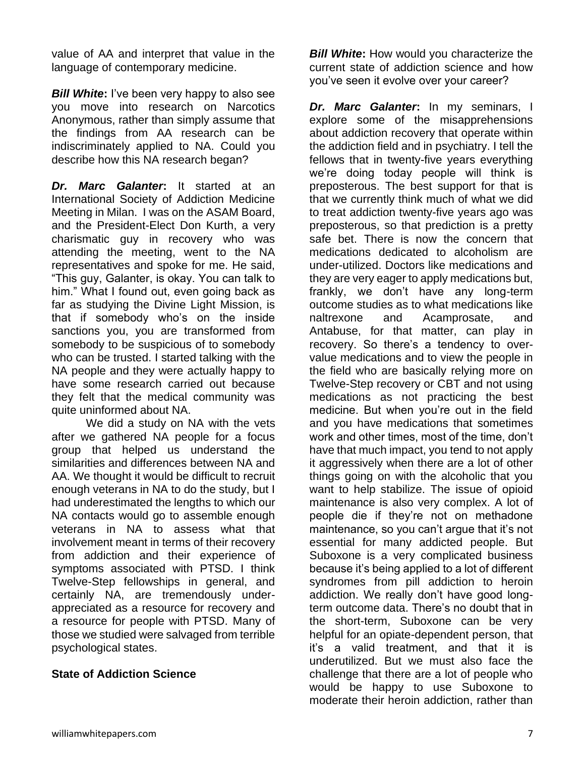value of AA and interpret that value in the language of contemporary medicine.

***Bill White*:** I've been very happy to also see you move into research on Narcotics Anonymous, rather than simply assume that the findings from AA research can be indiscriminately applied to NA. Could you describe how this NA research began?

***Dr. Marc Galanter*:** It started at an International Society of Addiction Medicine Meeting in Milan. I was on the ASAM Board, and the President-Elect Don Kurth, a very charismatic guy in recovery who was attending the meeting, went to the NA representatives and spoke for me. He said, "This guy, Galanter, is okay. You can talk to him." What I found out, even going back as far as studying the Divine Light Mission, is that if somebody who's on the inside sanctions you, you are transformed from somebody to be suspicious of to somebody who can be trusted. I started talking with the NA people and they were actually happy to have some research carried out because they felt that the medical community was quite uninformed about NA.

We did a study on NA with the vets after we gathered NA people for a focus group that helped us understand the similarities and differences between NA and AA. We thought it would be difficult to recruit enough veterans in NA to do the study, but I had underestimated the lengths to which our NA contacts would go to assemble enough veterans in NA to assess what that involvement meant in terms of their recovery from addiction and their experience of symptoms associated with PTSD. I think Twelve-Step fellowships in general, and certainly NA, are tremendously under-appreciated as a resource for recovery and a resource for people with PTSD. Many of those we studied were salvaged from terrible psychological states.

**State of Addiction Science**

***Bill White*:** How would you characterize the current state of addiction science and how you've seen it evolve over your career?

***Dr. Marc Galanter*:** In my seminars, I explore some of the misapprehensions about addiction recovery that operate within the addiction field and in psychiatry. I tell the fellows that in twenty-five years everything we're doing today people will think is preposterous. The best support for that is that we currently think much of what we did to treat addiction twenty-five years ago was preposterous, so that prediction is a pretty safe bet. There is now the concern that medications dedicated to alcoholism are under-utilized. Doctors like medications and they are very eager to apply medications but, frankly, we don't have any long-term outcome studies as to what medications like naltrexone and Acamprosate, and Antabuse, for that matter, can play in recovery. So there's a tendency to over-value medications and to view the people in the field who are basically relying more on Twelve-Step recovery or CBT and not using medications as not practicing the best medicine. But when you're out in the field and you have medications that sometimes work and other times, most of the time, don't have that much impact, you tend to not apply it aggressively when there are a lot of other things going on with the alcoholic that you want to help stabilize. The issue of opioid maintenance is also very complex. A lot of people die if they're not on methadone maintenance, so you can't argue that it's not essential for many addicted people. But Suboxone is a very complicated business because it's being applied to a lot of different syndromes from pill addiction to heroin addiction. We really don't have good long-term outcome data. There's no doubt that in the short-term, Suboxone can be very helpful for an opiate-dependent person, that it's a valid treatment, and that it is underutilized. But we must also face the challenge that there are a lot of people who would be happy to use Suboxone to moderate their heroin addiction, rather than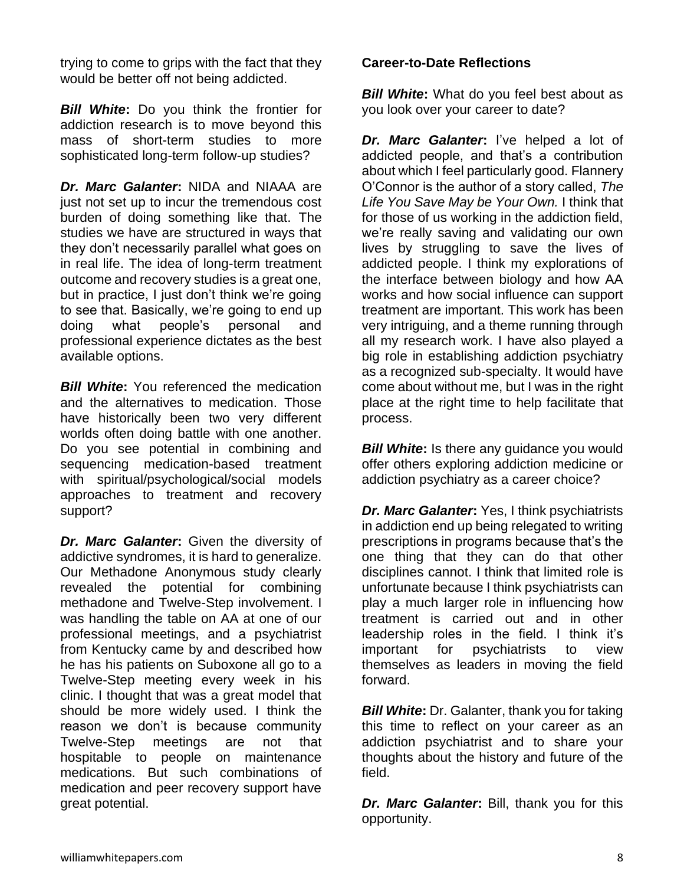trying to come to grips with the fact that they would be better off not being addicted.

***Bill White*:** Do you think the frontier for addiction research is to move beyond this mass of short-term studies to more sophisticated long-term follow-up studies?

***Dr. Marc Galanter*:** NIDA and NIAAA are just not set up to incur the tremendous cost burden of doing something like that. The studies we have are structured in ways that they don't necessarily parallel what goes on in real life. The idea of long-term treatment outcome and recovery studies is a great one, but in practice, I just don't think we're going to see that. Basically, we're going to end up doing what people's personal and professional experience dictates as the best available options.

***Bill White*:** You referenced the medication and the alternatives to medication. Those have historically been two very different worlds often doing battle with one another. Do you see potential in combining and sequencing medication-based treatment with spiritual/psychological/social models approaches to treatment and recovery support?

***Dr. Marc Galanter*:** Given the diversity of addictive syndromes, it is hard to generalize. Our Methadone Anonymous study clearly revealed the potential for combining methadone and Twelve-Step involvement. I was handling the table on AA at one of our professional meetings, and a psychiatrist from Kentucky came by and described how he has his patients on Suboxone all go to a Twelve-Step meeting every week in his clinic. I thought that was a great model that should be more widely used. I think the reason we don't is because community Twelve-Step meetings are not that hospitable to people on maintenance medications. But such combinations of medication and peer recovery support have great potential.

**Career-to-Date Reflections**

***Bill White*:** What do you feel best about as you look over your career to date?

***Dr. Marc Galanter*:** I've helped a lot of addicted people, and that's a contribution about which I feel particularly good. Flannery O'Connor is the author of a story called, *The Life You Save May be Your Own.* I think that for those of us working in the addiction field, we're really saving and validating our own lives by struggling to save the lives of addicted people. I think my explorations of the interface between biology and how AA works and how social influence can support treatment are important. This work has been very intriguing, and a theme running through all my research work. I have also played a big role in establishing addiction psychiatry as a recognized sub-specialty. It would have come about without me, but I was in the right place at the right time to help facilitate that process.

***Bill White*:** Is there any guidance you would offer others exploring addiction medicine or addiction psychiatry as a career choice?

***Dr. Marc Galanter*:** Yes, I think psychiatrists in addiction end up being relegated to writing prescriptions in programs because that's the one thing that they can do that other disciplines cannot. I think that limited role is unfortunate because I think psychiatrists can play a much larger role in influencing how treatment is carried out and in other leadership roles in the field. I think it's important for psychiatrists to view themselves as leaders in moving the field forward.

***Bill White*:** Dr. Galanter, thank you for taking this time to reflect on your career as an addiction psychiatrist and to share your thoughts about the history and future of the field.

***Dr. Marc Galanter*:** Bill, thank you for this opportunity.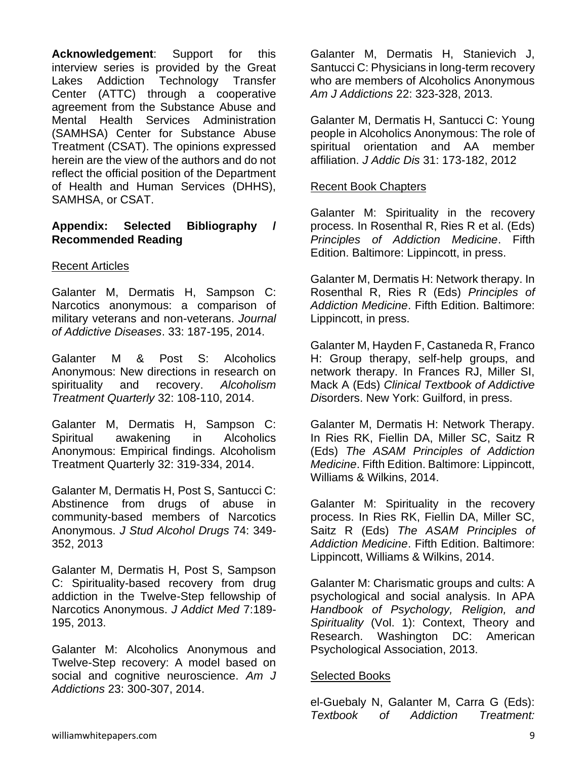**Acknowledgement**: Support for this interview series is provided by the Great Lakes Addiction Technology Transfer Center (ATTC) through a cooperative agreement from the Substance Abuse and Mental Health Services Administration (SAMHSA) Center for Substance Abuse Treatment (CSAT). The opinions expressed herein are the view of the authors and do not reflect the official position of the Department of Health and Human Services (DHHS), SAMHSA, or CSAT.

**Appendix: Selected Bibliography / Recommended Reading**

Recent Articles

Galanter M, Dermatis H, Sampson C: Narcotics anonymous: a comparison of military veterans and non-veterans. *Journal of Addictive Diseases*. 33: 187-195, 2014.

Galanter M & Post S: Alcoholics Anonymous: New directions in research on spirituality and recovery. *Alcoholism Treatment Quarterly* 32: 108-110, 2014.

Galanter M, Dermatis H, Sampson C: Spiritual awakening in Alcoholics Anonymous: Empirical findings. Alcoholism Treatment Quarterly 32: 319-334, 2014.

Galanter M, Dermatis H, Post S, Santucci C: Abstinence from drugs of abuse in community-based members of Narcotics Anonymous. *J Stud Alcohol Drugs* 74: 349-352, 2013

Galanter M, Dermatis H, Post S, Sampson C: Spirituality-based recovery from drug addiction in the Twelve-Step fellowship of Narcotics Anonymous. *J Addict Med* 7:189-195, 2013.

Galanter M: Alcoholics Anonymous and Twelve-Step recovery: A model based on social and cognitive neuroscience. *Am J Addictions* 23: 300-307, 2014.

Galanter M, Dermatis H, Stanievich J, Santucci C: Physicians in long-term recovery who are members of Alcoholics Anonymous *Am J Addictions* 22: 323-328, 2013.

Galanter M, Dermatis H, Santucci C: Young people in Alcoholics Anonymous: The role of spiritual orientation and AA member affiliation. *J Addic Dis* 31: 173-182, 2012

Recent Book Chapters

Galanter M: Spirituality in the recovery process. In Rosenthal R, Ries R et al. (Eds) *Principles of Addiction Medicine*. Fifth Edition. Baltimore: Lippincott, in press.

Galanter M, Dermatis H: Network therapy. In Rosenthal R, Ries R (Eds) *Principles of Addiction Medicine*. Fifth Edition. Baltimore: Lippincott, in press.

Galanter M, Hayden F, Castaneda R, Franco H: Group therapy, self-help groups, and network therapy. In Frances RJ, Miller SI, Mack A (Eds) *Clinical Textbook of Addictive Di*sorders. New York: Guilford, in press.

Galanter M, Dermatis H: Network Therapy. In Ries RK, Fiellin DA, Miller SC, Saitz R (Eds) *The ASAM Principles of Addiction Medicine*. Fifth Edition. Baltimore: Lippincott, Williams & Wilkins, 2014.

Galanter M: Spirituality in the recovery process. In Ries RK, Fiellin DA, Miller SC, Saitz R (Eds) *The ASAM Principles of Addiction Medicine*. Fifth Edition. Baltimore: Lippincott, Williams & Wilkins, 2014.

Galanter M: Charismatic groups and cults: A psychological and social analysis. In APA *Handbook of Psychology, Religion, and Spirituality* (Vol. 1): Context, Theory and Research. Washington DC: American Psychological Association, 2013.

Selected Books

el-Guebaly N, Galanter M, Carra G (Eds): *Textbook of Addiction Treatment:*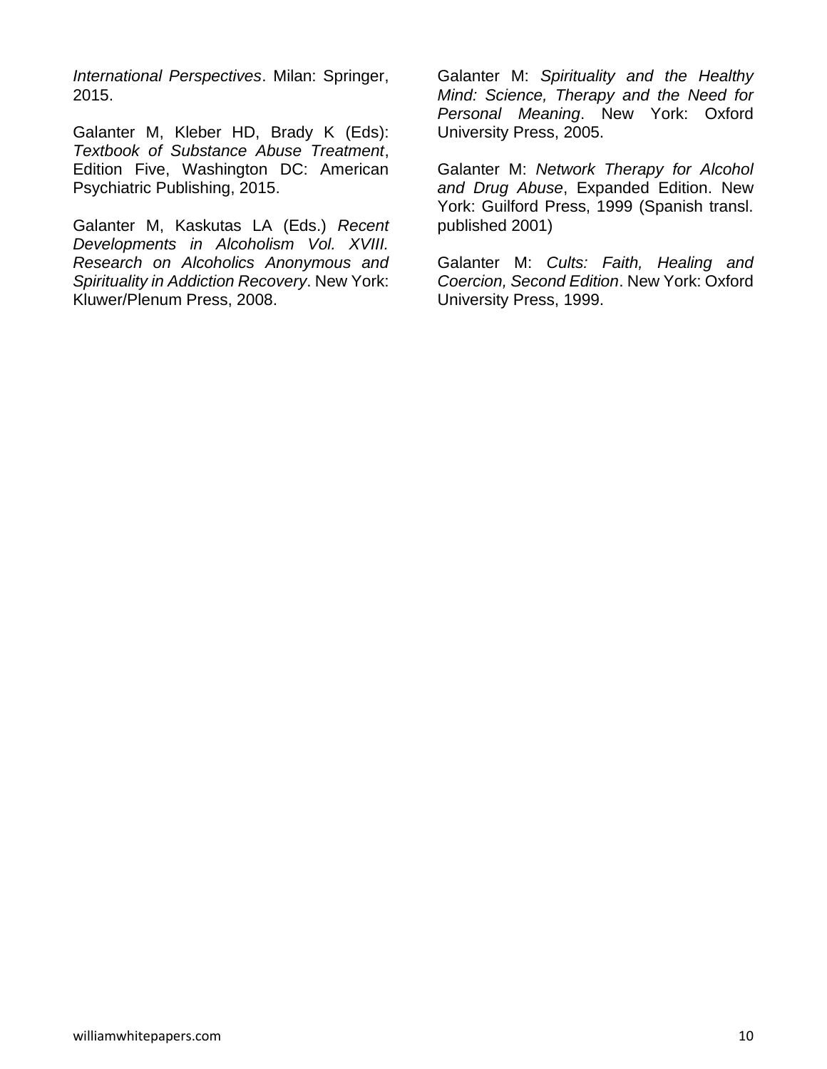*International Perspectives*. Milan: Springer, 2015.

Galanter M, Kleber HD, Brady K (Eds): *Textbook of Substance Abuse Treatment*, Edition Five, Washington DC: American Psychiatric Publishing, 2015.

Galanter M, Kaskutas LA (Eds.) *Recent Developments in Alcoholism Vol. XVIII. Research on Alcoholics Anonymous and Spirituality in Addiction Recovery*. New York: Kluwer/Plenum Press, 2008.

Galanter M: *Spirituality and the Healthy Mind: Science, Therapy and the Need for Personal Meaning*. New York: Oxford University Press, 2005.

Galanter M: *Network Therapy for Alcohol and Drug Abuse*, Expanded Edition. New York: Guilford Press, 1999 (Spanish transl. published 2001)

Galanter M: *Cults: Faith, Healing and Coercion, Second Edition*. New York: Oxford University Press, 1999.